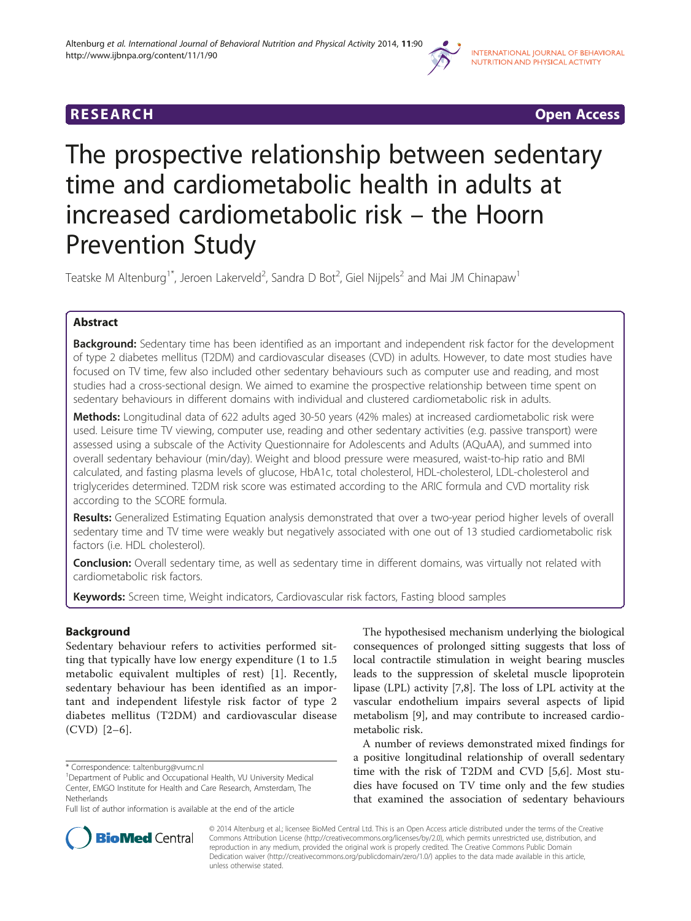**RESEARCH** **Open Access**

# The prospective relationship between sedentary time and cardiometabolic health in adults at increased cardiometabolic risk – the Hoorn Prevention Study

Teatske M Altenburg[1*], Jeroen Lakerveld[2], Sandra D Bot[2], Giel Nijpels[2] and Mai JM Chinapaw[1]

## Abstract

**Background:** Sedentary time has been identified as an important and independent risk factor for the development of type 2 diabetes mellitus (T2DM) and cardiovascular diseases (CVD) in adults. However, to date most studies have focused on TV time, few also included other sedentary behaviours such as computer use and reading, and most studies had a cross-sectional design. We aimed to examine the prospective relationship between time spent on sedentary behaviours in different domains with individual and clustered cardiometabolic risk in adults.

**Methods:** Longitudinal data of 622 adults aged 30-50 years (42% males) at increased cardiometabolic risk were used. Leisure time TV viewing, computer use, reading and other sedentary activities (e.g. passive transport) were assessed using a subscale of the Activity Questionnaire for Adolescents and Adults (AQuAA), and summed into overall sedentary behaviour (min/day). Weight and blood pressure were measured, waist-to-hip ratio and BMI calculated, and fasting plasma levels of glucose, HbA1c, total cholesterol, HDL-cholesterol, LDL-cholesterol and triglycerides determined. T2DM risk score was estimated according to the ARIC formula and CVD mortality risk according to the SCORE formula.

**Results:** Generalized Estimating Equation analysis demonstrated that over a two-year period higher levels of overall sedentary time and TV time were weakly but negatively associated with one out of 13 studied cardiometabolic risk factors (i.e. HDL cholesterol).

**Conclusion:** Overall sedentary time, as well as sedentary time in different domains, was virtually not related with cardiometabolic risk factors.

**Keywords:** Screen time, Weight indicators, Cardiovascular risk factors, Fasting blood samples

## Background

Sedentary behaviour refers to activities performed sitting that typically have low energy expenditure (1 to 1.5 metabolic equivalent multiples of rest) [1]. Recently, sedentary behaviour has been identified as an important and independent lifestyle risk factor of type 2 diabetes mellitus (T2DM) and cardiovascular disease (CVD) [2–6].

The hypothesised mechanism underlying the biological consequences of prolonged sitting suggests that loss of local contractile stimulation in weight bearing muscles leads to the suppression of skeletal muscle lipoprotein lipase (LPL) activity [7,8]. The loss of LPL activity at the vascular endothelium impairs several aspects of lipid metabolism [9], and may contribute to increased cardiometabolic risk.

A number of reviews demonstrated mixed findings for a positive longitudinal relationship of overall sedentary time with the risk of T2DM and CVD [5,6]. Most studies have focused on TV time only and the few studies that examined the association of sedentary behaviours

\* Correspondence: t.altenburg@vumc.nl
[1]Department of Public and Occupational Health, VU University Medical Center, EMGO Institute for Health and Care Research, Amsterdam, The Netherlands
Full list of author information is available at the end of the article

© 2014 Altenburg et al.; licensee BioMed Central Ltd. This is an Open Access article distributed under the terms of the Creative Commons Attribution License (http://creativecommons.org/licenses/by/2.0), which permits unrestricted use, distribution, and reproduction in any medium, provided the original work is properly credited. The Creative Commons Public Domain Dedication waiver (http://creativecommons.org/publicdomain/zero/1.0/) applies to the data made available in this article, unless otherwise stated.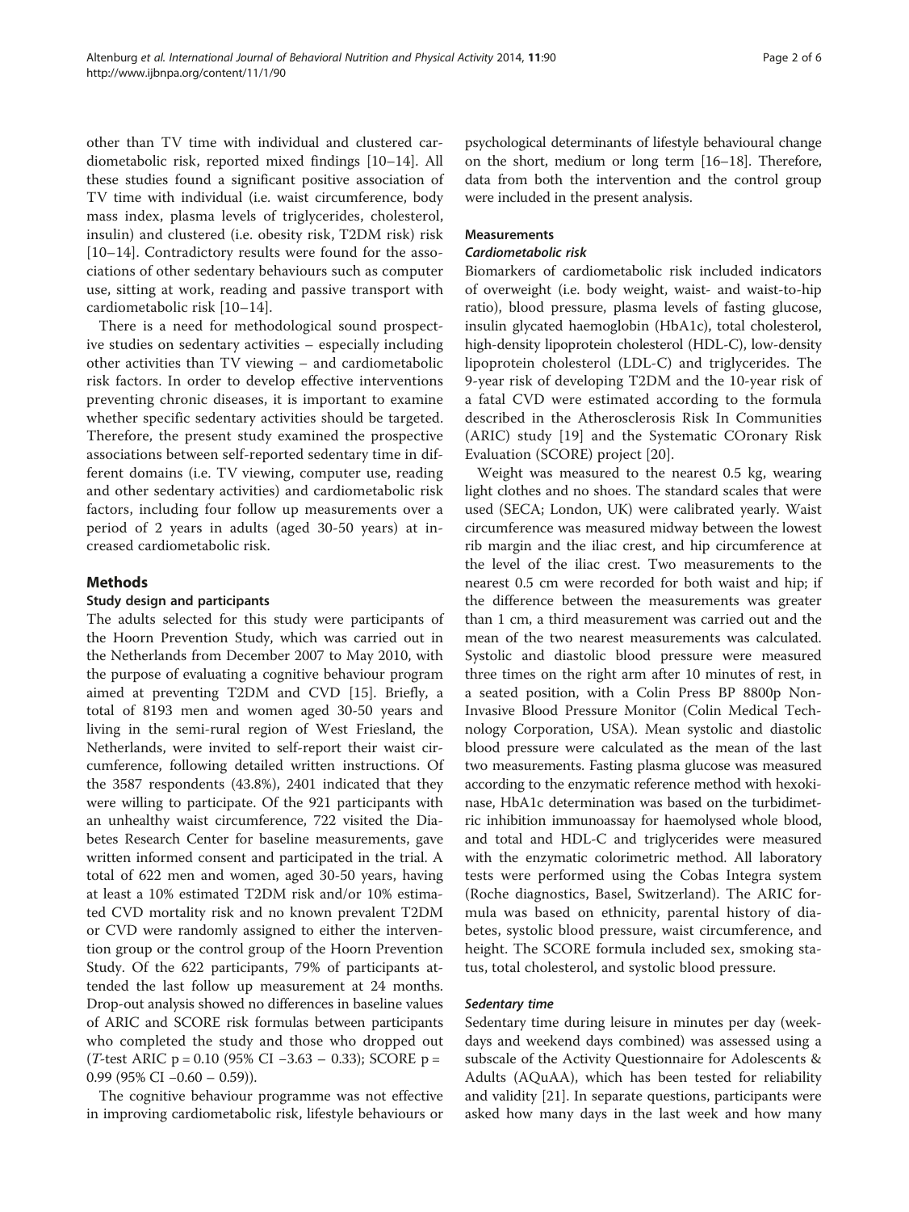other than TV time with individual and clustered cardiometabolic risk, reported mixed findings [10–14]. All these studies found a significant positive association of TV time with individual (i.e. waist circumference, body mass index, plasma levels of triglycerides, cholesterol, insulin) and clustered (i.e. obesity risk, T2DM risk) risk [10–14]. Contradictory results were found for the associations of other sedentary behaviours such as computer use, sitting at work, reading and passive transport with cardiometabolic risk [10–14].

There is a need for methodological sound prospective studies on sedentary activities – especially including other activities than TV viewing – and cardiometabolic risk factors. In order to develop effective interventions preventing chronic diseases, it is important to examine whether specific sedentary activities should be targeted. Therefore, the present study examined the prospective associations between self-reported sedentary time in different domains (i.e. TV viewing, computer use, reading and other sedentary activities) and cardiometabolic risk factors, including four follow up measurements over a period of 2 years in adults (aged 30-50 years) at increased cardiometabolic risk.

## Methods

### Study design and participants

The adults selected for this study were participants of the Hoorn Prevention Study, which was carried out in the Netherlands from December 2007 to May 2010, with the purpose of evaluating a cognitive behaviour program aimed at preventing T2DM and CVD [15]. Briefly, a total of 8193 men and women aged 30-50 years and living in the semi-rural region of West Friesland, the Netherlands, were invited to self-report their waist circumference, following detailed written instructions. Of the 3587 respondents (43.8%), 2401 indicated that they were willing to participate. Of the 921 participants with an unhealthy waist circumference, 722 visited the Diabetes Research Center for baseline measurements, gave written informed consent and participated in the trial. A total of 622 men and women, aged 30-50 years, having at least a 10% estimated T2DM risk and/or 10% estimated CVD mortality risk and no known prevalent T2DM or CVD were randomly assigned to either the intervention group or the control group of the Hoorn Prevention Study. Of the 622 participants, 79% of participants attended the last follow up measurement at 24 months. Drop-out analysis showed no differences in baseline values of ARIC and SCORE risk formulas between participants who completed the study and those who dropped out (*T*-test ARIC $p = 0.10$ (95% CI −3.63 – 0.33); SCORE $p = 0.99$ (95% CI −0.60 – 0.59)).

The cognitive behaviour programme was not effective in improving cardiometabolic risk, lifestyle behaviours or psychological determinants of lifestyle behavioural change on the short, medium or long term [16–18]. Therefore, data from both the intervention and the control group were included in the present analysis.

### Measurements

#### *Cardiometabolic risk*

Biomarkers of cardiometabolic risk included indicators of overweight (i.e. body weight, waist- and waist-to-hip ratio), blood pressure, plasma levels of fasting glucose, insulin glycated haemoglobin (HbA1c), total cholesterol, high-density lipoprotein cholesterol (HDL-C), low-density lipoprotein cholesterol (LDL-C) and triglycerides. The 9-year risk of developing T2DM and the 10-year risk of a fatal CVD were estimated according to the formula described in the Atherosclerosis Risk In Communities (ARIC) study [19] and the Systematic COronary Risk Evaluation (SCORE) project [20].

Weight was measured to the nearest 0.5 kg, wearing light clothes and no shoes. The standard scales that were used (SECA; London, UK) were calibrated yearly. Waist circumference was measured midway between the lowest rib margin and the iliac crest, and hip circumference at the level of the iliac crest. Two measurements to the nearest 0.5 cm were recorded for both waist and hip; if the difference between the measurements was greater than 1 cm, a third measurement was carried out and the mean of the two nearest measurements was calculated. Systolic and diastolic blood pressure were measured three times on the right arm after 10 minutes of rest, in a seated position, with a Colin Press BP 8800p Non-Invasive Blood Pressure Monitor (Colin Medical Technology Corporation, USA). Mean systolic and diastolic blood pressure were calculated as the mean of the last two measurements. Fasting plasma glucose was measured according to the enzymatic reference method with hexokinase, HbA1c determination was based on the turbidimetric inhibition immunoassay for haemolysed whole blood, and total and HDL-C and triglycerides were measured with the enzymatic colorimetric method. All laboratory tests were performed using the Cobas Integra system (Roche diagnostics, Basel, Switzerland). The ARIC formula was based on ethnicity, parental history of diabetes, systolic blood pressure, waist circumference, and height. The SCORE formula included sex, smoking status, total cholesterol, and systolic blood pressure.

#### *Sedentary time*

Sedentary time during leisure in minutes per day (weekdays and weekend days combined) was assessed using a subscale of the Activity Questionnaire for Adolescents & Adults (AQuAA), which has been tested for reliability and validity [21]. In separate questions, participants were asked how many days in the last week and how many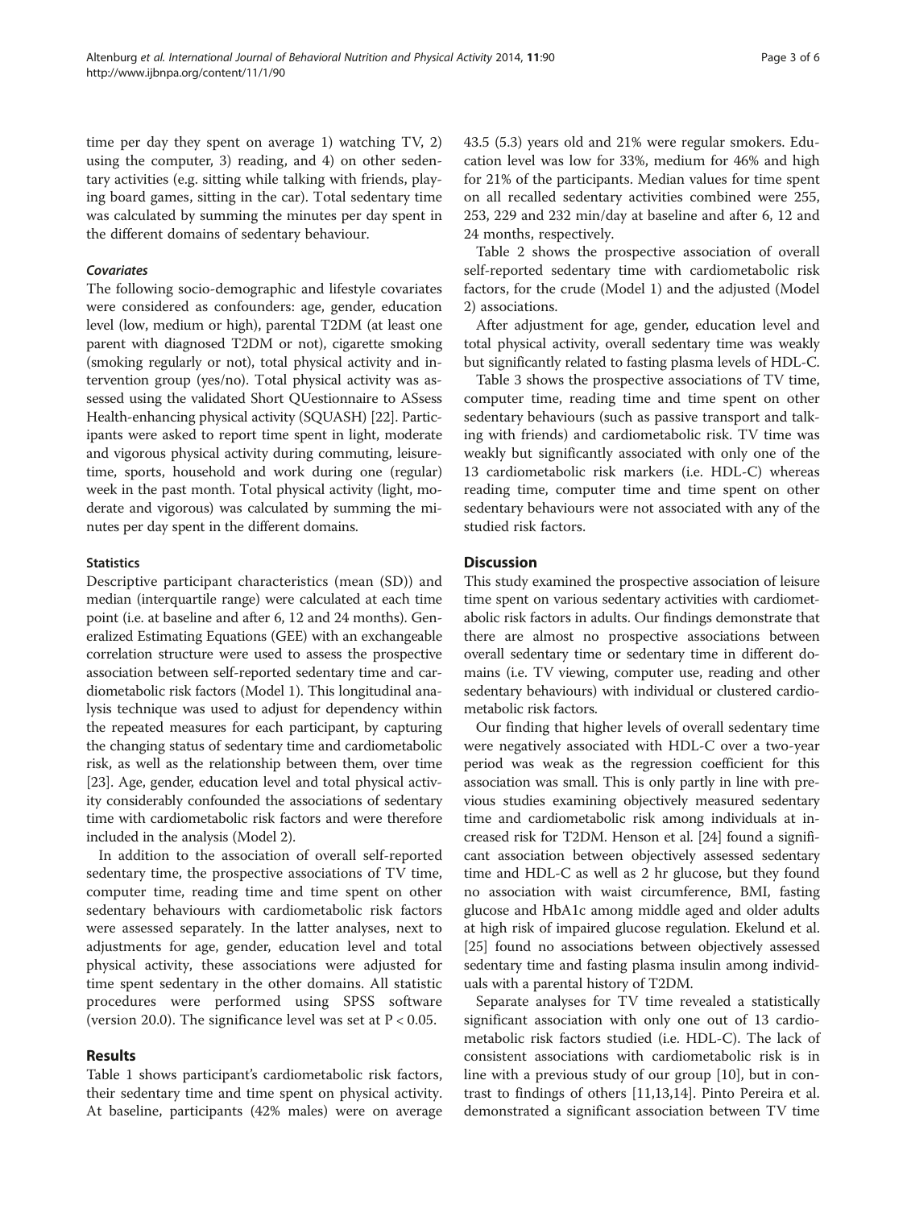time per day they spent on average 1) watching TV, 2) using the computer, 3) reading, and 4) on other sedentary activities (e.g. sitting while talking with friends, playing board games, sitting in the car). Total sedentary time was calculated by summing the minutes per day spent in the different domains of sedentary behaviour.

#### *Covariates*

The following socio-demographic and lifestyle covariates were considered as confounders: age, gender, education level (low, medium or high), parental T2DM (at least one parent with diagnosed T2DM or not), cigarette smoking (smoking regularly or not), total physical activity and intervention group (yes/no). Total physical activity was assessed using the validated Short QUestionnaire to ASsess Health-enhancing physical activity (SQUASH) [22]. Participants were asked to report time spent in light, moderate and vigorous physical activity during commuting, leisure-time, sports, household and work during one (regular) week in the past month. Total physical activity (light, moderate and vigorous) was calculated by summing the minutes per day spent in the different domains.

### Statistics

Descriptive participant characteristics (mean (SD)) and median (interquartile range) were calculated at each time point (i.e. at baseline and after 6, 12 and 24 months). Generalized Estimating Equations (GEE) with an exchangeable correlation structure were used to assess the prospective association between self-reported sedentary time and cardiometabolic risk factors (Model 1). This longitudinal analysis technique was used to adjust for dependency within the repeated measures for each participant, by capturing the changing status of sedentary time and cardiometabolic risk, as well as the relationship between them, over time [23]. Age, gender, education level and total physical activity considerably confounded the associations of sedentary time with cardiometabolic risk factors and were therefore included in the analysis (Model 2).

In addition to the association of overall self-reported sedentary time, the prospective associations of TV time, computer time, reading time and time spent on other sedentary behaviours with cardiometabolic risk factors were assessed separately. In the latter analyses, next to adjustments for age, gender, education level and total physical activity, these associations were adjusted for time spent sedentary in the other domains. All statistic procedures were performed using SPSS software (version 20.0). The significance level was set at $P < 0.05$.

## Results

Table 1 shows participant's cardiometabolic risk factors, their sedentary time and time spent on physical activity. At baseline, participants (42% males) were on average 43.5 (5.3) years old and 21% were regular smokers. Education level was low for 33%, medium for 46% and high for 21% of the participants. Median values for time spent on all recalled sedentary activities combined were 255, 253, 229 and 232 min/day at baseline and after 6, 12 and 24 months, respectively.

Table 2 shows the prospective association of overall self-reported sedentary time with cardiometabolic risk factors, for the crude (Model 1) and the adjusted (Model 2) associations.

After adjustment for age, gender, education level and total physical activity, overall sedentary time was weakly but significantly related to fasting plasma levels of HDL-C.

Table 3 shows the prospective associations of TV time, computer time, reading time and time spent on other sedentary behaviours (such as passive transport and talking with friends) and cardiometabolic risk. TV time was weakly but significantly associated with only one of the 13 cardiometabolic risk markers (i.e. HDL-C) whereas reading time, computer time and time spent on other sedentary behaviours were not associated with any of the studied risk factors.

## Discussion

This study examined the prospective association of leisure time spent on various sedentary activities with cardiometabolic risk factors in adults. Our findings demonstrate that there are almost no prospective associations between overall sedentary time or sedentary time in different domains (i.e. TV viewing, computer use, reading and other sedentary behaviours) with individual or clustered cardiometabolic risk factors.

Our finding that higher levels of overall sedentary time were negatively associated with HDL-C over a two-year period was weak as the regression coefficient for this association was small. This is only partly in line with previous studies examining objectively measured sedentary time and cardiometabolic risk among individuals at increased risk for T2DM. Henson et al. [24] found a significant association between objectively assessed sedentary time and HDL-C as well as 2 hr glucose, but they found no association with waist circumference, BMI, fasting glucose and HbA1c among middle aged and older adults at high risk of impaired glucose regulation. Ekelund et al. [25] found no associations between objectively assessed sedentary time and fasting plasma insulin among individuals with a parental history of T2DM.

Separate analyses for TV time revealed a statistically significant association with only one out of 13 cardiometabolic risk factors studied (i.e. HDL-C). The lack of consistent associations with cardiometabolic risk is in line with a previous study of our group [10], but in contrast to findings of others [11,13,14]. Pinto Pereira et al. demonstrated a significant association between TV time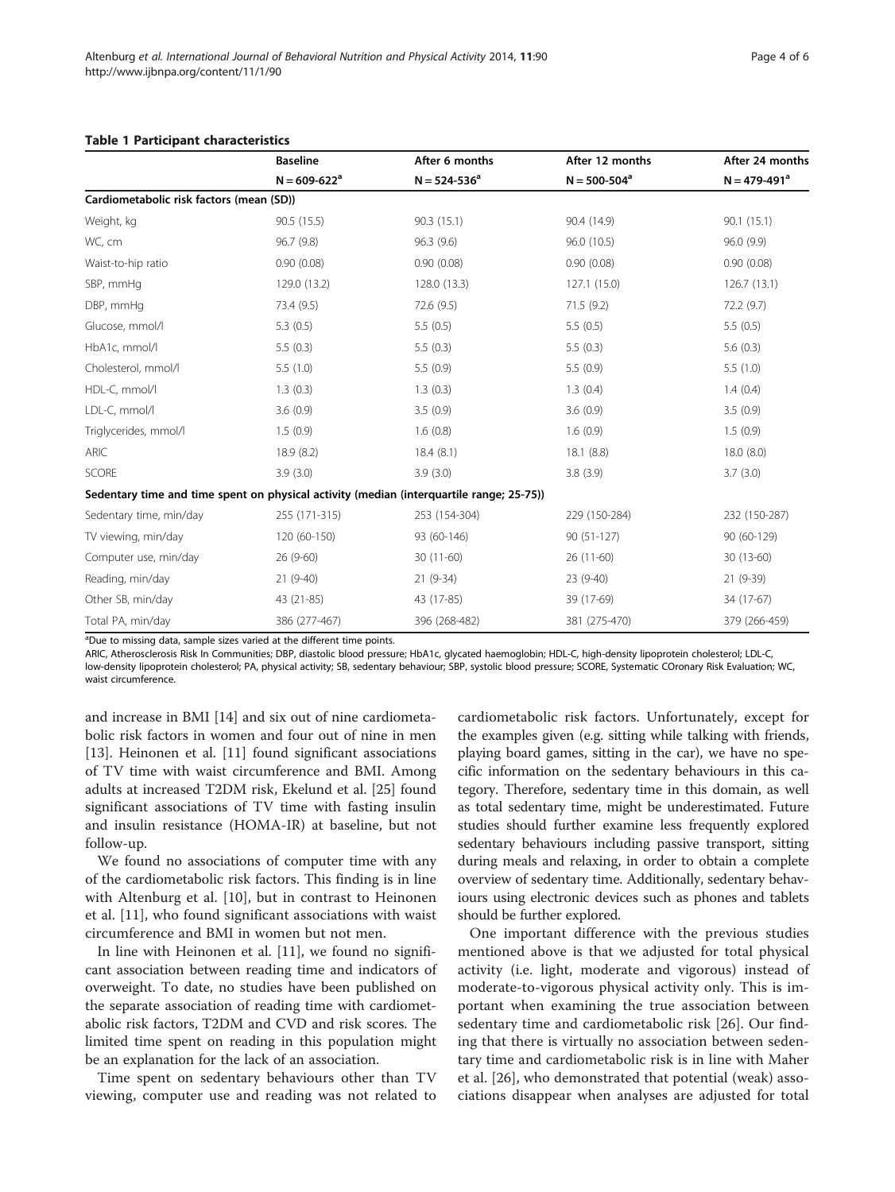**Table 1 Participant characteristics**

| | Baseline | After 6 months | After 12 months | After 24 months |
|---|---|---|---|---|
| | N = 609-622[a] | N = 524-536[a] | N = 500-504[a] | N = 479-491[a] |
| **Cardiometabolic risk factors (mean (SD))** | | | | |
| Weight, kg | 90.5 (15.5) | 90.3 (15.1) | 90.4 (14.9) | 90.1 (15.1) |
| WC, cm | 96.7 (9.8) | 96.3 (9.6) | 96.0 (10.5) | 96.0 (9.9) |
| Waist-to-hip ratio | 0.90 (0.08) | 0.90 (0.08) | 0.90 (0.08) | 0.90 (0.08) |
| SBP, mmHg | 129.0 (13.2) | 128.0 (13.3) | 127.1 (15.0) | 126.7 (13.1) |
| DBP, mmHg | 73.4 (9.5) | 72.6 (9.5) | 71.5 (9.2) | 72.2 (9.7) |
| Glucose, mmol/l | 5.3 (0.5) | 5.5 (0.5) | 5.5 (0.5) | 5.5 (0.5) |
| HbA1c, mmol/l | 5.5 (0.3) | 5.5 (0.3) | 5.5 (0.3) | 5.6 (0.3) |
| Cholesterol, mmol/l | 5.5 (1.0) | 5.5 (0.9) | 5.5 (0.9) | 5.5 (1.0) |
| HDL-C, mmol/l | 1.3 (0.3) | 1.3 (0.3) | 1.3 (0.4) | 1.4 (0.4) |
| LDL-C, mmol/l | 3.6 (0.9) | 3.5 (0.9) | 3.6 (0.9) | 3.5 (0.9) |
| Triglycerides, mmol/l | 1.5 (0.9) | 1.6 (0.8) | 1.6 (0.9) | 1.5 (0.9) |
| ARIC | 18.9 (8.2) | 18.4 (8.1) | 18.1 (8.8) | 18.0 (8.0) |
| SCORE | 3.9 (3.0) | 3.9 (3.0) | 3.8 (3.9) | 3.7 (3.0) |
| **Sedentary time and time spent on physical activity (median (interquartile range; 25-75))** | | | | |
| Sedentary time, min/day | 255 (171-315) | 253 (154-304) | 229 (150-284) | 232 (150-287) |
| TV viewing, min/day | 120 (60-150) | 93 (60-146) | 90 (51-127) | 90 (60-129) |
| Computer use, min/day | 26 (9-60) | 30 (11-60) | 26 (11-60) | 30 (13-60) |
| Reading, min/day | 21 (9-40) | 21 (9-34) | 23 (9-40) | 21 (9-39) |
| Other SB, min/day | 43 (21-85) | 43 (17-85) | 39 (17-69) | 34 (17-67) |
| Total PA, min/day | 386 (277-467) | 396 (268-482) | 381 (275-470) | 379 (266-459) |

[a]Due to missing data, sample sizes varied at the different time points.
ARIC, Atherosclerosis Risk In Communities; DBP, diastolic blood pressure; HbA1c, glycated haemoglobin; HDL-C, high-density lipoprotein cholesterol; LDL-C, low-density lipoprotein cholesterol; PA, physical activity; SB, sedentary behaviour; SBP, systolic blood pressure; SCORE, Systematic COronary Risk Evaluation; WC, waist circumference.

and increase in BMI [14] and six out of nine cardiometabolic risk factors in women and four out of nine in men [13]. Heinonen et al. [11] found significant associations of TV time with waist circumference and BMI. Among adults at increased T2DM risk, Ekelund et al. [25] found significant associations of TV time with fasting insulin and insulin resistance (HOMA-IR) at baseline, but not follow-up.

We found no associations of computer time with any of the cardiometabolic risk factors. This finding is in line with Altenburg et al. [10], but in contrast to Heinonen et al. [11], who found significant associations with waist circumference and BMI in women but not men.

In line with Heinonen et al. [11], we found no significant association between reading time and indicators of overweight. To date, no studies have been published on the separate association of reading time with cardiometabolic risk factors, T2DM and CVD and risk scores. The limited time spent on reading in this population might be an explanation for the lack of an association.

Time spent on sedentary behaviours other than TV viewing, computer use and reading was not related to cardiometabolic risk factors. Unfortunately, except for the examples given (e.g. sitting while talking with friends, playing board games, sitting in the car), we have no specific information on the sedentary behaviours in this category. Therefore, sedentary time in this domain, as well as total sedentary time, might be underestimated. Future studies should further examine less frequently explored sedentary behaviours including passive transport, sitting during meals and relaxing, in order to obtain a complete overview of sedentary time. Additionally, sedentary behaviours using electronic devices such as phones and tablets should be further explored.

One important difference with the previous studies mentioned above is that we adjusted for total physical activity (i.e. light, moderate and vigorous) instead of moderate-to-vigorous physical activity only. This is important when examining the true association between sedentary time and cardiometabolic risk [26]. Our finding that there is virtually no association between sedentary time and cardiometabolic risk is in line with Maher et al. [26], who demonstrated that potential (weak) associations disappear when analyses are adjusted for total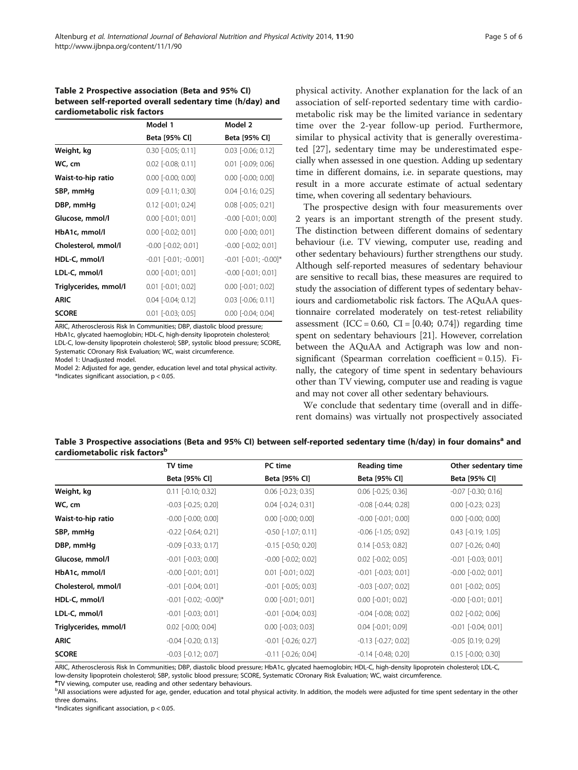**Table 2 Prospective association (Beta and 95% CI) between self-reported overall sedentary time (h/day) and cardiometabolic risk factors**

| | Model 1 | Model 2 |
|---|---|---|
| | Beta [95% CI] | Beta [95% CI] |
| **Weight, kg** | 0.30 [-0.05; 0.11] | 0.03 [-0.06; 0.12] |
| **WC, cm** | 0.02 [-0.08; 0.11] | 0.01 [-0.09; 0.06] |
| **Waist-to-hip ratio** | 0.00 [-0.00; 0.00] | 0.00 [-0.00; 0.00] |
| **SBP, mmHg** | 0.09 [-0.11; 0.30] | 0.04 [-0.16; 0.25] |
| **DBP, mmHg** | 0.12 [-0.01; 0.24] | 0.08 [-0.05; 0.21] |
| **Glucose, mmol/l** | 0.00 [-0.01; 0.01] | -0.00 [-0.01; 0.00] |
| **HbA1c, mmol/l** | 0.00 [-0.02; 0.01] | 0.00 [-0.00; 0.01] |
| **Cholesterol, mmol/l** | -0.00 [-0.02; 0.01] | -0.00 [-0.02; 0.01] |
| **HDL-C, mmol/l** | -0.01 [-0.01; -0.001] | -0.01 [-0.01; -0.00]* |
| **LDL-C, mmol/l** | 0.00 [-0.01; 0.01] | -0.00 [-0.01; 0.01] |
| **Triglycerides, mmol/l** | 0.01 [-0.01; 0.02] | 0.00 [-0.01; 0.02] |
| **ARIC** | 0.04 [-0.04; 0.12] | 0.03 [-0.06; 0.11] |
| **SCORE** | 0.01 [-0.03; 0.05] | 0.00 [-0.04; 0.04] |

ARIC, Atherosclerosis Risk In Communities; DBP, diastolic blood pressure; HbA1c, glycated haemoglobin; HDL-C, high-density lipoprotein cholesterol; LDL-C, low-density lipoprotein cholesterol; SBP, systolic blood pressure; SCORE, Systematic COronary Risk Evaluation; WC, waist circumference.
Model 1: Unadjusted model.
Model 2: Adjusted for age, gender, education level and total physical activity.
*Indicates significant association, $p < 0.05$.

physical activity. Another explanation for the lack of an association of self-reported sedentary time with cardiometabolic risk may be the limited variance in sedentary time over the 2-year follow-up period. Furthermore, similar to physical activity that is generally overestimated [27], sedentary time may be underestimated especially when assessed in one question. Adding up sedentary time in different domains, i.e. in separate questions, may result in a more accurate estimate of actual sedentary time, when covering all sedentary behaviours.

The prospective design with four measurements over 2 years is an important strength of the present study. The distinction between different domains of sedentary behaviour (i.e. TV viewing, computer use, reading and other sedentary behaviours) further strengthens our study. Although self-reported measures of sedentary behaviour are sensitive to recall bias, these measures are required to study the association of different types of sedentary behaviours and cardiometabolic risk factors. The AQuAA questionnaire correlated moderately on test-retest reliability assessment (ICC = 0.60, CI = [0.40; 0.74]) regarding time spent on sedentary behaviours [21]. However, correlation between the AQuAA and Actigraph was low and nonsignificant (Spearman correlation coefficient = 0.15). Finally, the category of time spent in sedentary behaviours other than TV viewing, computer use and reading is vague and may not cover all other sedentary behaviours.

We conclude that sedentary time (overall and in different domains) was virtually not prospectively associated

**Table 3 Prospective associations (Beta and 95% CI) between self-reported sedentary time (h/day) in four domains[a] and cardiometabolic risk factors[b]**

| | TV time | PC time | Reading time | Other sedentary time |
|---|---|---|---|---|
| | Beta [95% CI] | Beta [95% CI] | Beta [95% CI] | Beta [95% CI] |
| **Weight, kg** | 0.11 [-0.10; 0.32] | 0.06 [-0.23; 0.35] | 0.06 [-0.25; 0.36] | -0.07 [-0.30; 0.16] |
| **WC, cm** | -0.03 [-0.25; 0.20] | 0.04 [-0.24; 0.31] | -0.08 [-0.44; 0.28] | 0.00 [-0.23; 0.23] |
| **Waist-to-hip ratio** | -0.00 [-0.00; 0.00] | 0.00 [-0.00; 0.00] | -0.00 [-0.01; 0.00] | 0.00 [-0.00; 0.00] |
| **SBP, mmHg** | -0.22 [-0.64; 0.21] | -0.50 [-1.07; 0.11] | -0.06 [-1.05; 0.92] | 0.43 [-0.19; 1.05] |
| **DBP, mmHg** | -0.09 [-0.33; 0.17] | -0.15 [-0.50; 0.20] | 0.14 [-0.53; 0.82] | 0.07 [-0.26; 0.40] |
| **Glucose, mmol/l** | -0.01 [-0.03; 0.00] | -0.00 [-0.02; 0.02] | 0.02 [-0.02; 0.05] | -0.01 [-0.03; 0.01] |
| **HbA1c, mmol/l** | -0.00 [-0.01; 0.01] | 0.01 [-0.01; 0.02] | -0.01 [-0.03; 0.01] | -0.00 [-0.02; 0.01] |
| **Cholesterol, mmol/l** | -0.01 [-0.04; 0.01] | -0.01 [-0.05; 0.03] | -0.03 [-0.07; 0.02] | 0.01 [-0.02; 0.05] |
| **HDL-C, mmol/l** | -0.01 [-0.02; -0.00]* | 0.00 [-0.01; 0.01] | 0.00 [-0.01; 0.02] | -0.00 [-0.01; 0.01] |
| **LDL-C, mmol/l** | -0.01 [-0.03; 0.01] | -0.01 [-0.04; 0.03] | -0.04 [-0.08; 0.02] | 0.02 [-0.02; 0.06] |
| **Triglycerides, mmol/l** | 0.02 [-0.00; 0.04] | 0.00 [-0.03; 0.03] | 0.04 [-0.01; 0.09] | -0.01 [-0.04; 0.01] |
| **ARIC** | -0.04 [-0.20; 0.13] | -0.01 [-0.26; 0.27] | -0.13 [-0.27; 0.02] | -0.05 [0.19; 0.29] |
| **SCORE** | -0.03 [-0.12; 0.07] | -0.11 [-0.26; 0.04] | -0.14 [-0.48; 0.20] | 0.15 [-0.00; 0.30] |

ARIC, Atherosclerosis Risk In Communities; DBP, diastolic blood pressure; HbA1c, glycated haemoglobin; HDL-C, high-density lipoprotein cholesterol; LDL-C, low-density lipoprotein cholesterol; SBP, systolic blood pressure; SCORE, Systematic COronary Risk Evaluation; WC, waist circumference.
[a]TV viewing, computer use, reading and other sedentary behaviours.
[b]All associations were adjusted for age, gender, education and total physical activity. In addition, the models were adjusted for time spent sedentary in the other three domains.
*Indicates significant association, $p < 0.05$.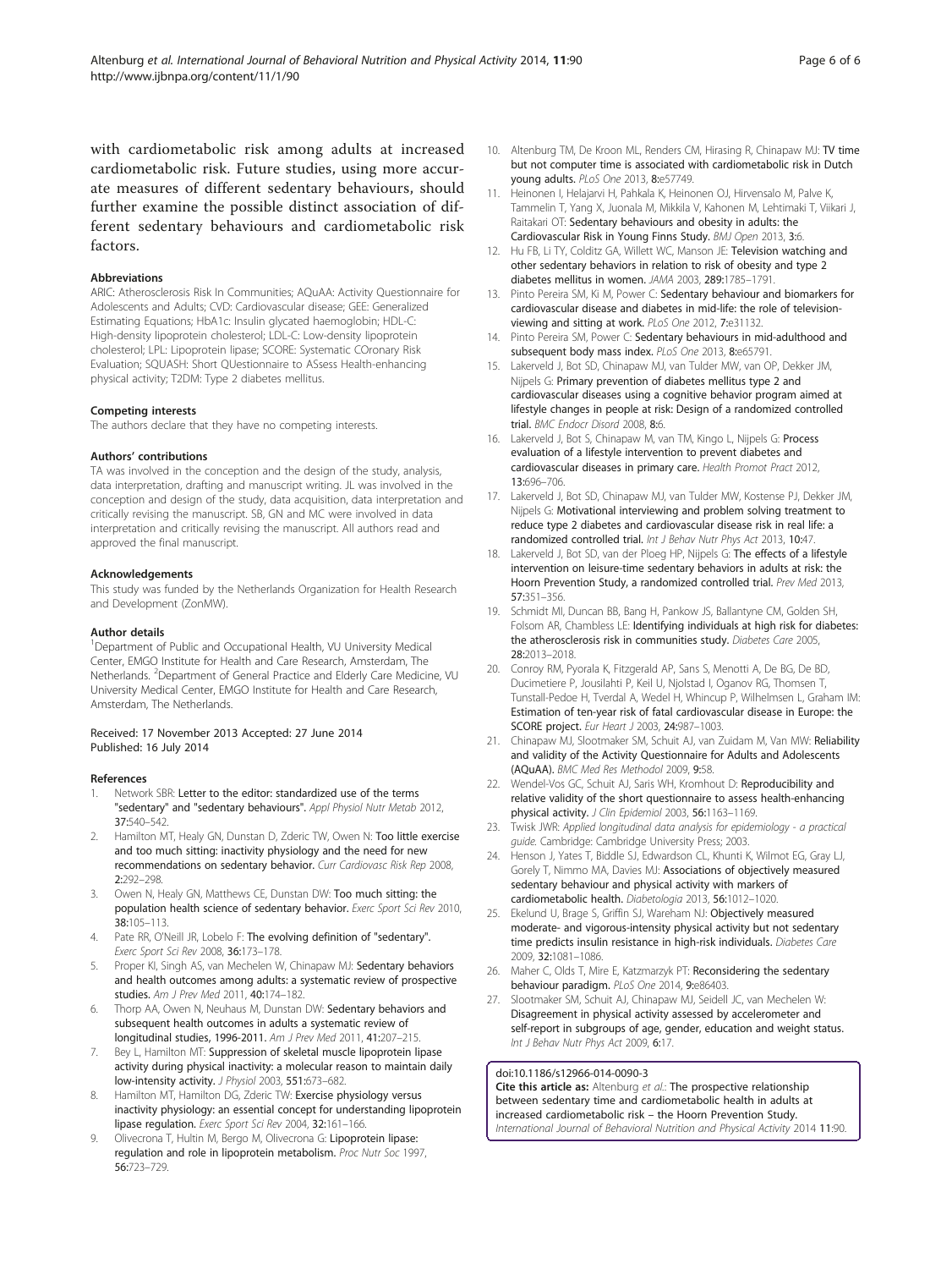with cardiometabolic risk among adults at increased cardiometabolic risk. Future studies, using more accurate measures of different sedentary behaviours, should further examine the possible distinct association of different sedentary behaviours and cardiometabolic risk factors.

#### Abbreviations

ARIC: Atherosclerosis Risk In Communities; AQuAA: Activity Questionnaire for Adolescents and Adults; CVD: Cardiovascular disease; GEE: Generalized Estimating Equations; HbA1c: Insulin glycated haemoglobin; HDL-C: High-density lipoprotein cholesterol; LDL-C: Low-density lipoprotein cholesterol; LPL: Lipoprotein lipase; SCORE: Systematic COronary Risk Evaluation; SQUASH: Short QUestionnaire to ASsess Health-enhancing physical activity; T2DM: Type 2 diabetes mellitus.

#### Competing interests

The authors declare that they have no competing interests.

#### Authors' contributions

TA was involved in the conception and the design of the study, analysis, data interpretation, drafting and manuscript writing. JL was involved in the conception and design of the study, data acquisition, data interpretation and critically revising the manuscript. SB, GN and MC were involved in data interpretation and critically revising the manuscript. All authors read and approved the final manuscript.

#### Acknowledgements

This study was funded by the Netherlands Organization for Health Research and Development (ZonMW).

#### Author details

[1]Department of Public and Occupational Health, VU University Medical Center, EMGO Institute for Health and Care Research, Amsterdam, The Netherlands. [2]Department of General Practice and Elderly Care Medicine, VU University Medical Center, EMGO Institute for Health and Care Research, Amsterdam, The Netherlands.

Received: 17 November 2013 Accepted: 27 June 2014
Published: 16 July 2014

#### References

1. Network SBR: **Letter to the editor: standardized use of the terms "sedentary" and "sedentary behaviours".** *Appl Physiol Nutr Metab* 2012, **37:**540–542.
2. Hamilton MT, Healy GN, Dunstan D, Zderic TW, Owen N: **Too little exercise and too much sitting: inactivity physiology and the need for new recommendations on sedentary behavior.** *Curr Cardiovasc Risk Rep* 2008, **2:**292–298.
3. Owen N, Healy GN, Matthews CE, Dunstan DW: **Too much sitting: the population health science of sedentary behavior.** *Exerc Sport Sci Rev* 2010, **38:**105–113.
4. Pate RR, O'Neill JR, Lobelo F: **The evolving definition of "sedentary".** *Exerc Sport Sci Rev* 2008, **36:**173–178.
5. Proper KI, Singh AS, van Mechelen W, Chinapaw MJ: **Sedentary behaviors and health outcomes among adults: a systematic review of prospective studies.** *Am J Prev Med* 2011, **40:**174–182.
6. Thorp AA, Owen N, Neuhaus M, Dunstan DW: **Sedentary behaviors and subsequent health outcomes in adults a systematic review of longitudinal studies, 1996-2011.** *Am J Prev Med* 2011, **41:**207–215.
7. Bey L, Hamilton MT: **Suppression of skeletal muscle lipoprotein lipase activity during physical inactivity: a molecular reason to maintain daily low-intensity activity.** *J Physiol* 2003, **551:**673–682.
8. Hamilton MT, Hamilton DG, Zderic TW: **Exercise physiology versus inactivity physiology: an essential concept for understanding lipoprotein lipase regulation.** *Exerc Sport Sci Rev* 2004, **32:**161–166.
9. Olivecrona T, Hultin M, Bergo M, Olivecrona G: **Lipoprotein lipase: regulation and role in lipoprotein metabolism.** *Proc Nutr Soc* 1997, **56:**723–729.
10. Altenburg TM, De Kroon ML, Renders CM, Hirasing R, Chinapaw MJ: **TV time but not computer time is associated with cardiometabolic risk in Dutch young adults.** *PLoS One* 2013, **8:**e57749.
11. Heinonen I, Helajarvi H, Pahkala K, Heinonen OJ, Hirvensalo M, Palve K, Tammelin T, Yang X, Juonala M, Mikkila V, Kahonen M, Lehtimaki T, Viikari J, Raitakari OT: **Sedentary behaviours and obesity in adults: the Cardiovascular Risk in Young Finns Study.** *BMJ Open* 2013, **3:**6.
12. Hu FB, Li TY, Colditz GA, Willett WC, Manson JE: **Television watching and other sedentary behaviors in relation to risk of obesity and type 2 diabetes mellitus in women.** *JAMA* 2003, **289:**1785–1791.
13. Pinto Pereira SM, Ki M, Power C: **Sedentary behaviour and biomarkers for cardiovascular disease and diabetes in mid-life: the role of television-viewing and sitting at work.** *PLoS One* 2012, **7:**e31132.
14. Pinto Pereira SM, Power C: **Sedentary behaviours in mid-adulthood and subsequent body mass index.** *PLoS One* 2013, **8:**e65791.
15. Lakerveld J, Bot SD, Chinapaw MJ, van Tulder MW, van OP, Dekker JM, Nijpels G: **Primary prevention of diabetes mellitus type 2 and cardiovascular diseases using a cognitive behavior program aimed at lifestyle changes in people at risk: Design of a randomized controlled trial.** *BMC Endocr Disord* 2008, **8:**6.
16. Lakerveld J, Bot S, Chinapaw M, van TM, Kingo L, Nijpels G: **Process evaluation of a lifestyle intervention to prevent diabetes and cardiovascular diseases in primary care.** *Health Promot Pract* 2012, **13:**696–706.
17. Lakerveld J, Bot SD, Chinapaw MJ, van Tulder MW, Kostense PJ, Dekker JM, Nijpels G: **Motivational interviewing and problem solving treatment to reduce type 2 diabetes and cardiovascular disease risk in real life: a randomized controlled trial.** *Int J Behav Nutr Phys Act* 2013, **10:**47.
18. Lakerveld J, Bot SD, van der Ploeg HP, Nijpels G: **The effects of a lifestyle intervention on leisure-time sedentary behaviors in adults at risk: the Hoorn Prevention Study, a randomized controlled trial.** *Prev Med* 2013, **57:**351–356.
19. Schmidt MI, Duncan BB, Bang H, Pankow JS, Ballantyne CM, Golden SH, Folsom AR, Chambless LE: **Identifying individuals at high risk for diabetes: the atherosclerosis risk in communities study.** *Diabetes Care* 2005, **28:**2013–2018.
20. Conroy RM, Pyorala K, Fitzgerald AP, Sans S, Menotti A, De BG, De BD, Ducimetiere P, Jousilahti P, Keil U, Njolstad I, Oganov RG, Thomsen T, Tunstall-Pedoe H, Tverdal A, Wedel H, Whincup P, Wilhelmsen L, Graham IM: **Estimation of ten-year risk of fatal cardiovascular disease in Europe: the SCORE project.** *Eur Heart J* 2003, **24:**987–1003.
21. Chinapaw MJ, Slootmaker SM, Schuit AJ, van Zuidam M, Van MW: **Reliability and validity of the Activity Questionnaire for Adults and Adolescents (AQuAA).** *BMC Med Res Methodol* 2009, **9:**58.
22. Wendel-Vos GC, Schuit AJ, Saris WH, Kromhout D: **Reproducibility and relative validity of the short questionnaire to assess health-enhancing physical activity.** *J Clin Epidemiol* 2003, **56:**1163–1169.
23. Twisk JWR: *Applied longitudinal data analysis for epidemiology - a practical guide.* Cambridge: Cambridge University Press; 2003.
24. Henson J, Yates T, Biddle SJ, Edwardson CL, Khunti K, Wilmot EG, Gray LJ, Gorely T, Nimmo MA, Davies MJ: **Associations of objectively measured sedentary behaviour and physical activity with markers of cardiometabolic health.** *Diabetologia* 2013, **56:**1012–1020.
25. Ekelund U, Brage S, Griffin SJ, Wareham NJ: **Objectively measured moderate- and vigorous-intensity physical activity but not sedentary time predicts insulin resistance in high-risk individuals.** *Diabetes Care* 2009, **32:**1081–1086.
26. Maher C, Olds T, Mire E, Katzmarzyk PT: **Reconsidering the sedentary behaviour paradigm.** *PLoS One* 2014, **9:**e86403.
27. Slootmaker SM, Schuit AJ, Chinapaw MJ, Seidell JC, van Mechelen W: **Disagreement in physical activity assessed by accelerometer and self-report in subgroups of age, gender, education and weight status.** *Int J Behav Nutr Phys Act* 2009, **6:**17.

doi:10.1186/s12966-014-0090-3

**Cite this article as:** Altenburg *et al.*: The prospective relationship between sedentary time and cardiometabolic health in adults at increased cardiometabolic risk – the Hoorn Prevention Study. *International Journal of Behavioral Nutrition and Physical Activity* 2014 **11**:90.